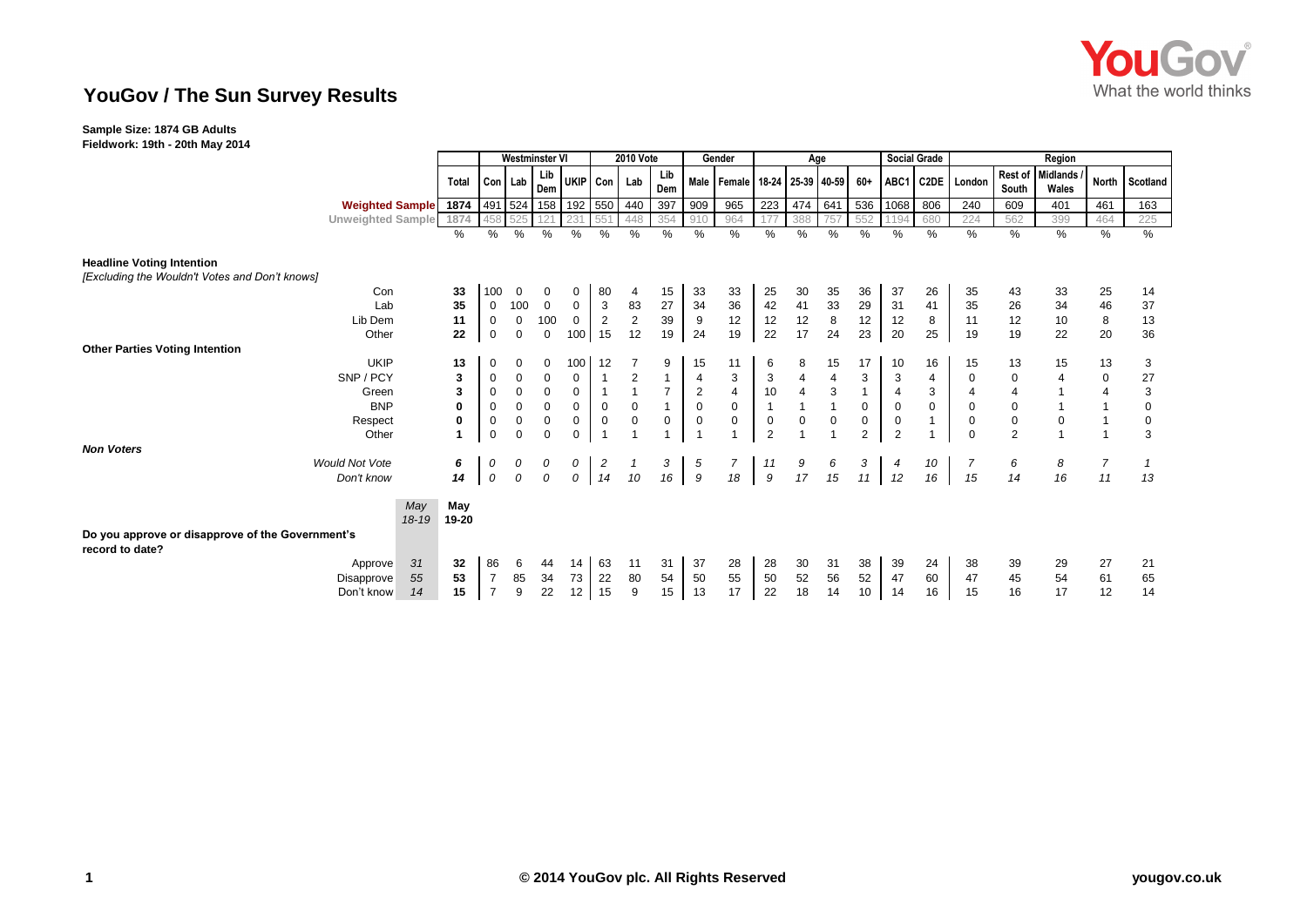# YouGov / The Sun Survey Results

**Sample Size: 1874 GB Adults**
**Fieldwork: 19th - 20th May 2014**

| | | Total | Westminster VI | | | | 2010 Vote | | | Gender | | Age | | | | Social Grade | | Region | | | | |
|---|---|---|---|---|---|---|---|---|---|---|---|---|---|---|---|---|---|---|---|---|---|---|
| | | | Con | Lab | Lib Dem | UKIP | Con | Lab | Lib Dem | Male | Female | 18-24 | 25-39 | 40-59 | 60+ | ABC1 | C2DE | London | Rest of South | Midlands / Wales | North | Scotland |
| **Weighted Sample** | | 1874 | 491 | 524 | 158 | 192 | 550 | 440 | 397 | 909 | 965 | 223 | 474 | 641 | 536 | 1068 | 806 | 240 | 609 | 401 | 461 | 163 |
| Unweighted Sample | | 1874 | 458 | 525 | 121 | 231 | 551 | 448 | 354 | 910 | 964 | 177 | 388 | 757 | 552 | 1194 | 680 | 224 | 562 | 399 | 464 | 225 |
| | | % | % | % | % | % | % | % | % | % | % | % | % | % | % | % | % | % | % | % | % | % |
| **Headline Voting Intention** *[Excluding the Wouldn't Votes and Don't knows]* | | | | | | | | | | | | | | | | | | | | | | |
| Con | | 33 | 100 | 0 | 0 | 0 | 80 | 4 | 15 | 33 | 33 | 25 | 30 | 35 | 36 | 37 | 26 | 35 | 43 | 33 | 25 | 14 |
| Lab | | 35 | 0 | 100 | 0 | 0 | 3 | 83 | 27 | 34 | 36 | 42 | 41 | 33 | 29 | 31 | 41 | 35 | 26 | 34 | 46 | 37 |
| Lib Dem | | 11 | 0 | 0 | 100 | 0 | 2 | 2 | 39 | 9 | 12 | 12 | 12 | 8 | 12 | 12 | 8 | 11 | 12 | 10 | 8 | 13 |
| Other | | 22 | 0 | 0 | 0 | 100 | 15 | 12 | 19 | 24 | 19 | 22 | 17 | 24 | 23 | 20 | 25 | 19 | 19 | 22 | 20 | 36 |
| **Other Parties Voting Intention** | | | | | | | | | | | | | | | | | | | | | | |
| UKIP | | 13 | 0 | 0 | 0 | 100 | 12 | 7 | 9 | 15 | 11 | 6 | 8 | 15 | 17 | 10 | 16 | 15 | 13 | 15 | 13 | 3 |
| SNP / PCY | | 3 | 0 | 0 | 0 | 0 | 1 | 2 | 1 | 4 | 3 | 3 | 4 | 4 | 3 | 3 | 4 | 0 | 0 | 4 | 0 | 27 |
| Green | | 3 | 0 | 0 | 0 | 0 | 1 | 1 | 7 | 2 | 4 | 10 | 4 | 3 | 1 | 4 | 3 | 4 | 4 | 1 | 4 | 3 |
| BNP | | 0 | 0 | 0 | 0 | 0 | 0 | 0 | 1 | 0 | 0 | 1 | 1 | 1 | 0 | 0 | 0 | 0 | 0 | 1 | 1 | 0 |
| Respect | | 0 | 0 | 0 | 0 | 0 | 0 | 0 | 0 | 0 | 0 | 0 | 0 | 0 | 0 | 0 | 1 | 0 | 0 | 0 | 1 | 0 |
| Other | | 1 | 0 | 0 | 0 | 0 | 1 | 1 | 1 | 1 | 1 | 2 | 1 | 1 | 2 | 2 | 1 | 0 | 2 | 1 | 1 | 3 |
| ***Non Voters*** | | | | | | | | | | | | | | | | | | | | | | |
| *Would Not Vote* | | *6* | *0* | *0* | *0* | *0* | *2* | *1* | *3* | *5* | *7* | *11* | *9* | *6* | *3* | *4* | *10* | *7* | *6* | *8* | *7* | *1* |
| *Don't know* | | *14* | *0* | *0* | *0* | *0* | *14* | *10* | *16* | *9* | *18* | *9* | *17* | *15* | *11* | *12* | *16* | *15* | *14* | *16* | *11* | *13* |
| | *May 18-19* | **May 19-20** | | | | | | | | | | | | | | | | | | | | |
| **Do you approve or disapprove of the Government's record to date?** | | | | | | | | | | | | | | | | | | | | | | |
| Approve | 31 | 32 | 86 | 6 | 44 | 14 | 63 | 11 | 31 | 37 | 28 | 28 | 30 | 31 | 38 | 39 | 24 | 38 | 39 | 29 | 27 | 21 |
| Disapprove | 55 | 53 | 7 | 85 | 34 | 73 | 22 | 80 | 54 | 50 | 55 | 50 | 52 | 56 | 52 | 47 | 60 | 47 | 45 | 54 | 61 | 65 |
| Don't know | 14 | 15 | 7 | 9 | 22 | 12 | 15 | 9 | 15 | 13 | 17 | 22 | 18 | 14 | 10 | 14 | 16 | 15 | 16 | 17 | 12 | 14 |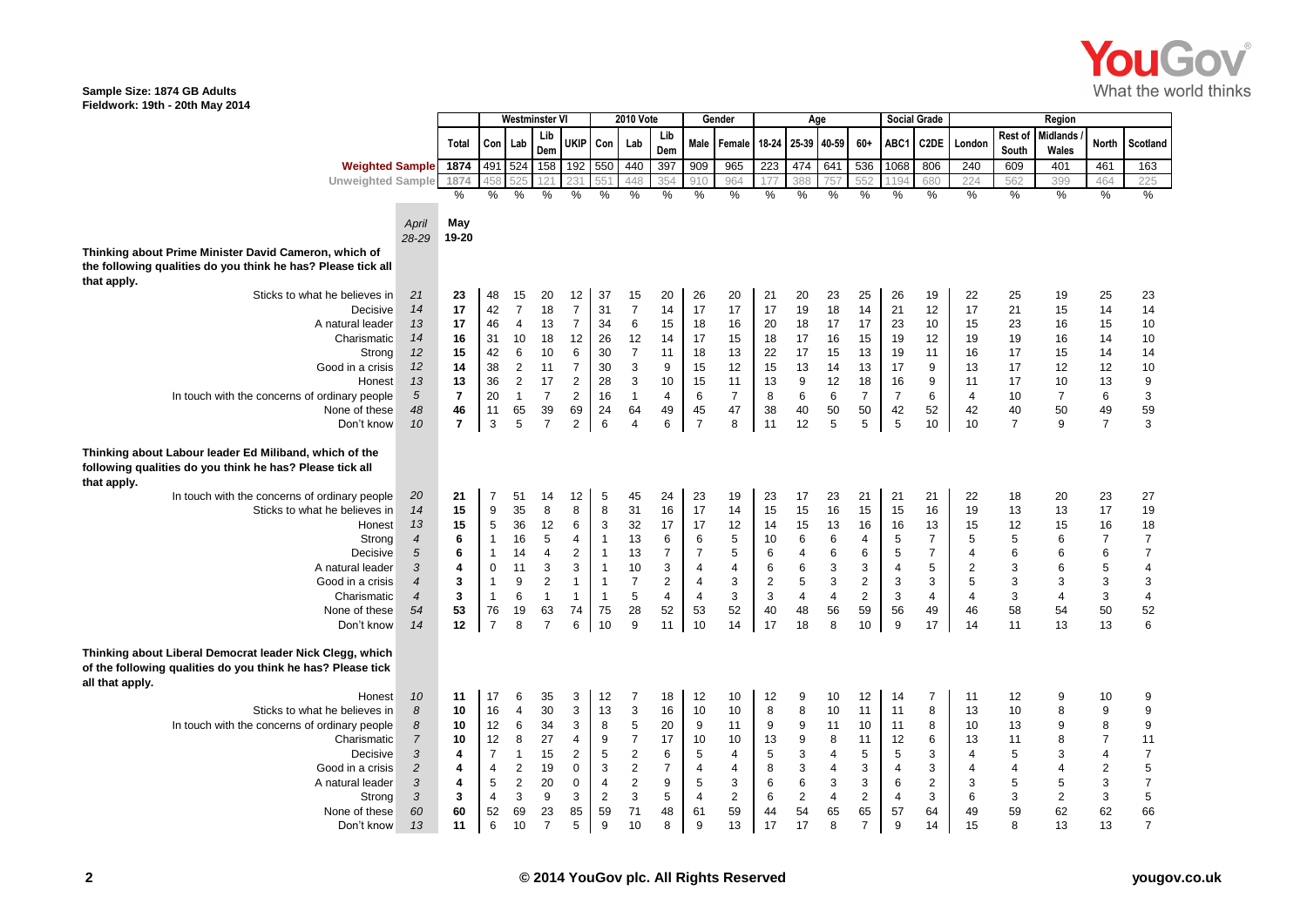Sample Size: 1874 GB Adults
Fieldwork: 19th - 20th May 2014

| | April 28-29 | May 19-20 | Con | Lab | Lib Dem | UKIP | Con | Lab | Lib Dem | Male | Female | 18-24 | 25-39 | 40-59 | 60+ | ABC1 | C2DE | London | Rest of South | Midlands / Wales | North | Scotland |
|---|---|---|---|---|---|---|---|---|---|---|---|---|---|---|---|---|---|---|---|---|---|---|
| | | Total | Westminster VI | | | | 2010 Vote | | | Gender | | Age | | | | Social Grade | | Region | | | | |
| Weighted Sample | | 1874 | 491 | 524 | 158 | 192 | 550 | 440 | 397 | 909 | 965 | 223 | 474 | 641 | 536 | 1068 | 806 | 240 | 609 | 401 | 461 | 163 |
| Unweighted Sample | | 1874 | 458 | 525 | 121 | 231 | 551 | 448 | 354 | 910 | 964 | 177 | 388 | 757 | 552 | 1194 | 680 | 224 | 562 | 399 | 464 | 225 |
| | | % | % | % | % | % | % | % | % | % | % | % | % | % | % | % | % | % | % | % | % | % |
| **Thinking about Prime Minister David Cameron, which of the following qualities do you think he has? Please tick all that apply.** | | | | | | | | | | | | | | | | | | | | | | |
| Sticks to what he believes in | 21 | 23 | 48 | 15 | 20 | 12 | 37 | 15 | 20 | 26 | 20 | 21 | 20 | 23 | 25 | 26 | 19 | 22 | 25 | 19 | 25 | 23 |
| Decisive | 14 | 17 | 42 | 7 | 18 | 7 | 31 | 7 | 14 | 17 | 17 | 17 | 19 | 18 | 14 | 21 | 12 | 17 | 21 | 15 | 14 | 14 |
| A natural leader | 13 | 17 | 46 | 4 | 13 | 7 | 34 | 6 | 15 | 18 | 16 | 20 | 18 | 17 | 17 | 23 | 10 | 15 | 23 | 16 | 15 | 10 |
| Charismatic | 14 | 16 | 31 | 10 | 18 | 12 | 26 | 12 | 14 | 17 | 15 | 18 | 17 | 16 | 15 | 19 | 12 | 19 | 19 | 16 | 14 | 10 |
| Strong | 12 | 15 | 42 | 6 | 10 | 6 | 30 | 7 | 11 | 18 | 13 | 22 | 17 | 15 | 13 | 19 | 11 | 16 | 17 | 15 | 14 | 14 |
| Good in a crisis | 12 | 14 | 38 | 2 | 11 | 7 | 30 | 3 | 9 | 15 | 12 | 15 | 13 | 14 | 13 | 17 | 9 | 13 | 17 | 12 | 12 | 10 |
| Honest | 13 | 13 | 36 | 2 | 17 | 2 | 28 | 3 | 10 | 15 | 11 | 13 | 9 | 12 | 18 | 16 | 9 | 11 | 17 | 10 | 13 | 9 |
| In touch with the concerns of ordinary people | 5 | 7 | 20 | 1 | 7 | 2 | 16 | 1 | 4 | 6 | 7 | 8 | 6 | 6 | 7 | 7 | 6 | 4 | 10 | 7 | 6 | 3 |
| None of these | 48 | 46 | 11 | 65 | 39 | 69 | 24 | 64 | 49 | 45 | 47 | 38 | 40 | 50 | 50 | 42 | 52 | 42 | 40 | 50 | 49 | 59 |
| Don't know | 10 | 7 | 3 | 5 | 7 | 2 | 6 | 4 | 6 | 7 | 8 | 11 | 12 | 5 | 5 | 5 | 10 | 10 | 7 | 9 | 7 | 3 |
| **Thinking about Labour leader Ed Miliband, which of the following qualities do you think he has? Please tick all that apply.** | | | | | | | | | | | | | | | | | | | | | | |
| In touch with the concerns of ordinary people | 20 | 21 | 7 | 51 | 14 | 12 | 5 | 45 | 24 | 23 | 19 | 23 | 17 | 23 | 21 | 21 | 21 | 22 | 18 | 20 | 23 | 27 |
| Sticks to what he believes in | 14 | 15 | 9 | 35 | 8 | 8 | 8 | 31 | 16 | 17 | 14 | 15 | 15 | 16 | 15 | 15 | 16 | 19 | 13 | 13 | 17 | 19 |
| Honest | 13 | 15 | 5 | 36 | 12 | 6 | 3 | 32 | 17 | 17 | 12 | 14 | 15 | 13 | 16 | 16 | 13 | 15 | 12 | 15 | 16 | 18 |
| Strong | 4 | 6 | 1 | 16 | 5 | 4 | 1 | 13 | 6 | 6 | 5 | 10 | 6 | 6 | 4 | 5 | 7 | 5 | 5 | 6 | 7 | 7 |
| Decisive | 5 | 6 | 1 | 14 | 4 | 2 | 1 | 13 | 7 | 7 | 5 | 6 | 4 | 6 | 6 | 5 | 7 | 4 | 6 | 6 | 6 | 7 |
| A natural leader | 3 | 4 | 0 | 11 | 3 | 3 | 1 | 10 | 3 | 4 | 4 | 6 | 6 | 3 | 3 | 4 | 5 | 2 | 3 | 6 | 5 | 4 |
| Good in a crisis | 4 | 3 | 1 | 9 | 2 | 1 | 1 | 7 | 2 | 4 | 3 | 2 | 5 | 3 | 2 | 3 | 3 | 5 | 3 | 3 | 3 | 3 |
| Charismatic | 4 | 3 | 1 | 6 | 1 | 1 | 1 | 5 | 4 | 4 | 3 | 3 | 4 | 4 | 2 | 3 | 4 | 4 | 3 | 4 | 3 | 4 |
| None of these | 54 | 53 | 76 | 19 | 63 | 74 | 75 | 28 | 52 | 53 | 52 | 40 | 48 | 56 | 59 | 56 | 49 | 46 | 58 | 54 | 50 | 52 |
| Don't know | 14 | 12 | 7 | 8 | 7 | 6 | 10 | 9 | 11 | 10 | 14 | 17 | 18 | 8 | 10 | 9 | 17 | 14 | 11 | 13 | 13 | 6 |
| **Thinking about Liberal Democrat leader Nick Clegg, which of the following qualities do you think he has? Please tick all that apply.** | | | | | | | | | | | | | | | | | | | | | | |
| Honest | 10 | 11 | 17 | 6 | 35 | 3 | 12 | 7 | 18 | 12 | 10 | 12 | 9 | 10 | 12 | 14 | 7 | 11 | 12 | 9 | 10 | 9 |
| Sticks to what he believes in | 8 | 10 | 16 | 4 | 30 | 3 | 13 | 3 | 16 | 10 | 10 | 8 | 8 | 10 | 11 | 11 | 8 | 13 | 10 | 8 | 9 | 9 |
| In touch with the concerns of ordinary people | 8 | 10 | 12 | 6 | 34 | 3 | 8 | 5 | 20 | 9 | 11 | 9 | 9 | 11 | 10 | 11 | 8 | 10 | 13 | 9 | 8 | 9 |
| Charismatic | 7 | 10 | 12 | 8 | 27 | 4 | 9 | 7 | 17 | 10 | 10 | 13 | 9 | 8 | 11 | 12 | 6 | 13 | 11 | 8 | 7 | 11 |
| Decisive | 3 | 4 | 7 | 1 | 15 | 2 | 5 | 2 | 6 | 5 | 4 | 5 | 3 | 4 | 5 | 5 | 3 | 4 | 5 | 3 | 4 | 7 |
| Good in a crisis | 2 | 4 | 4 | 2 | 19 | 0 | 3 | 2 | 7 | 4 | 4 | 8 | 3 | 4 | 3 | 4 | 3 | 4 | 4 | 4 | 2 | 5 |
| A natural leader | 3 | 4 | 5 | 2 | 20 | 0 | 4 | 2 | 9 | 5 | 3 | 6 | 6 | 3 | 3 | 6 | 2 | 3 | 5 | 5 | 3 | 7 |
| Strong | 3 | 3 | 4 | 3 | 9 | 3 | 2 | 3 | 5 | 4 | 2 | 6 | 2 | 4 | 2 | 4 | 3 | 6 | 3 | 2 | 3 | 5 |
| None of these | 60 | 60 | 52 | 69 | 23 | 85 | 59 | 71 | 48 | 61 | 59 | 44 | 54 | 65 | 65 | 57 | 64 | 49 | 59 | 62 | 62 | 66 |
| Don't know | 13 | 11 | 6 | 10 | 7 | 5 | 9 | 10 | 8 | 9 | 13 | 17 | 17 | 8 | 7 | 9 | 14 | 15 | 8 | 13 | 13 | 7 |

© 2014 YouGov plc. All Rights Reserved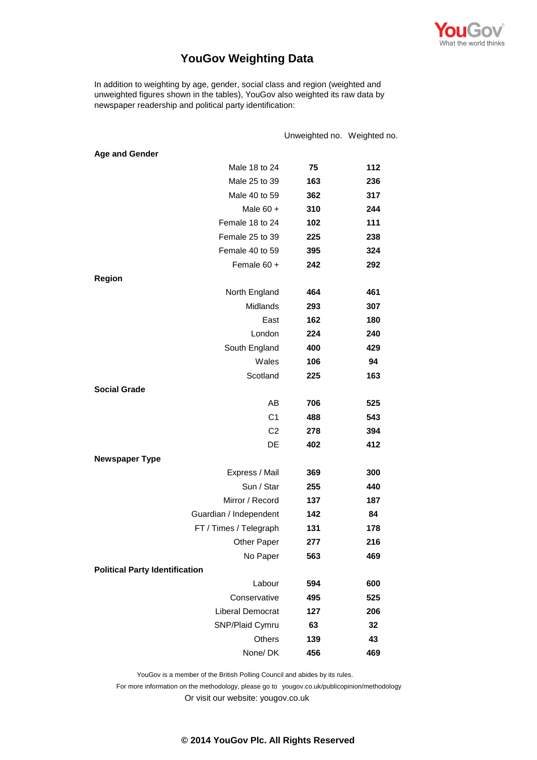# YouGov Weighting Data

In addition to weighting by age, gender, social class and region (weighted and unweighted figures shown in the tables), YouGov also weighted its raw data by newspaper readership and political party identification:

| | Unweighted no. | Weighted no. |
|---|---|---|
| **Age and Gender** | | |
| Male 18 to 24 | **75** | **112** |
| Male 25 to 39 | **163** | **236** |
| Male 40 to 59 | **362** | **317** |
| Male 60 + | **310** | **244** |
| Female 18 to 24 | **102** | **111** |
| Female 25 to 39 | **225** | **238** |
| Female 40 to 59 | **395** | **324** |
| Female 60 + | **242** | **292** |
| **Region** | | |
| North England | **464** | **461** |
| Midlands | **293** | **307** |
| East | **162** | **180** |
| London | **224** | **240** |
| South England | **400** | **429** |
| Wales | **106** | **94** |
| Scotland | **225** | **163** |
| **Social Grade** | | |
| AB | **706** | **525** |
| C1 | **488** | **543** |
| C2 | **278** | **394** |
| DE | **402** | **412** |
| **Newspaper Type** | | |
| Express / Mail | **369** | **300** |
| Sun / Star | **255** | **440** |
| Mirror / Record | **137** | **187** |
| Guardian / Independent | **142** | **84** |
| FT / Times / Telegraph | **131** | **178** |
| Other Paper | **277** | **216** |
| No Paper | **563** | **469** |
| **Political Party Identification** | | |
| Labour | **594** | **600** |
| Conservative | **495** | **525** |
| Liberal Democrat | **127** | **206** |
| SNP/Plaid Cymru | **63** | **32** |
| Others | **139** | **43** |
| None/ DK | **456** | **469** |

YouGov is a member of the British Polling Council and abides by its rules.

For more information on the methodology, please go to yougov.co.uk/publicopinion/methodology

Or visit our website: yougov.co.uk

**© 2014 YouGov Plc. All Rights Reserved**